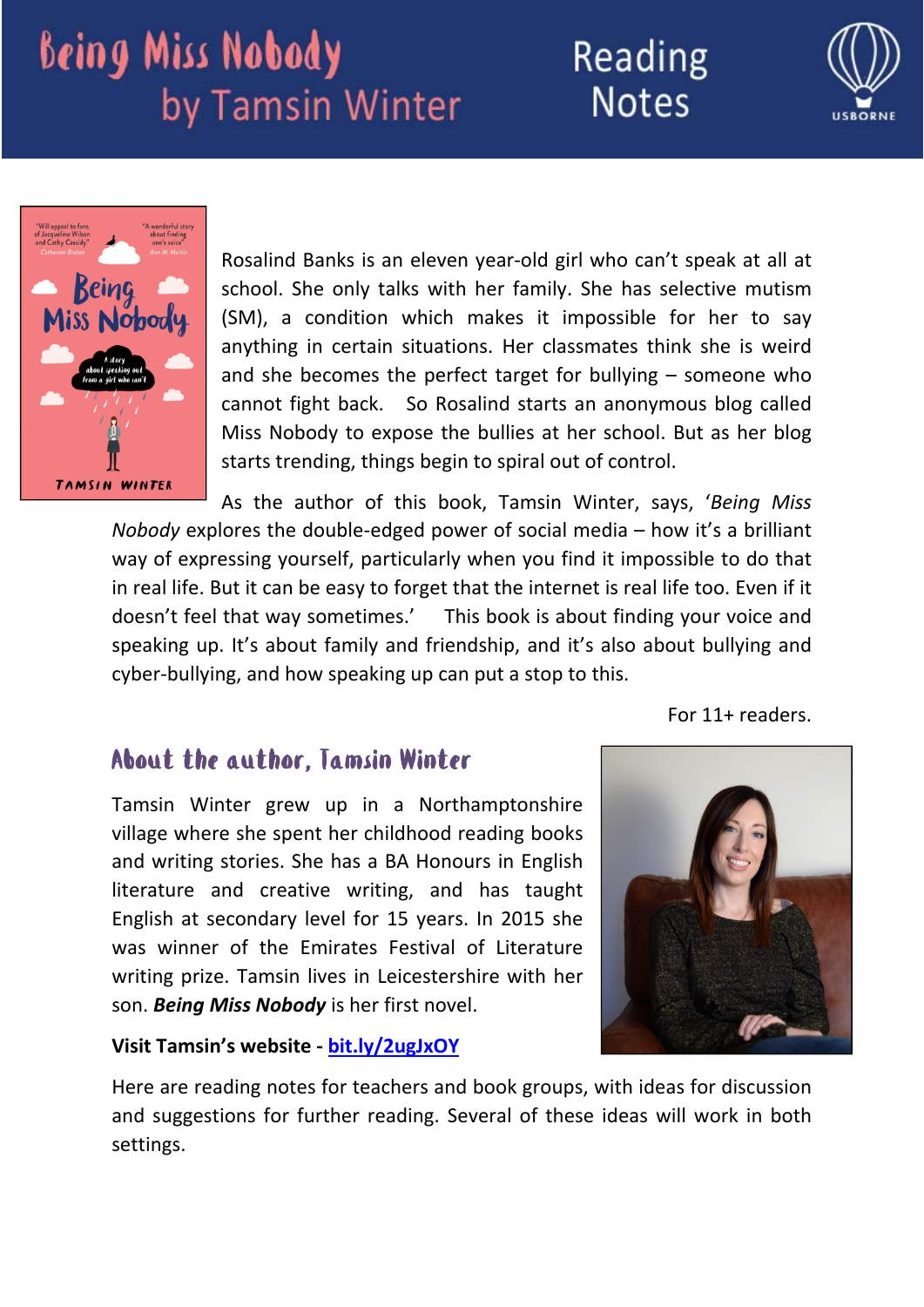# Being Miss Nobody by Tamsin Winter

## Reading Notes

Rosalind Banks is an eleven year-old girl who can't speak at all at school. She only talks with her family. She has selective mutism (SM), a condition which makes it impossible for her to say anything in certain situations. Her classmates think she is weird and she becomes the perfect target for bullying – someone who cannot fight back. So Rosalind starts an anonymous blog called Miss Nobody to expose the bullies at her school. But as her blog starts trending, things begin to spiral out of control.

As the author of this book, Tamsin Winter, says, '*Being Miss Nobody* explores the double-edged power of social media – how it's a brilliant way of expressing yourself, particularly when you find it impossible to do that in real life. But it can be easy to forget that the internet is real life too. Even if it doesn't feel that way sometimes.' This book is about finding your voice and speaking up. It's about family and friendship, and it's also about bullying and cyber-bullying, and how speaking up can put a stop to this.

For 11+ readers.

## About the author, Tamsin Winter

Tamsin Winter grew up in a Northamptonshire village where she spent her childhood reading books and writing stories. She has a BA Honours in English literature and creative writing, and has taught English at secondary level for 15 years. In 2015 she was winner of the Emirates Festival of Literature writing prize. Tamsin lives in Leicestershire with her son. ***Being Miss Nobody*** is her first novel.

**Visit Tamsin's website - bit.ly/2ugJxOY**

Here are reading notes for teachers and book groups, with ideas for discussion and suggestions for further reading. Several of these ideas will work in both settings.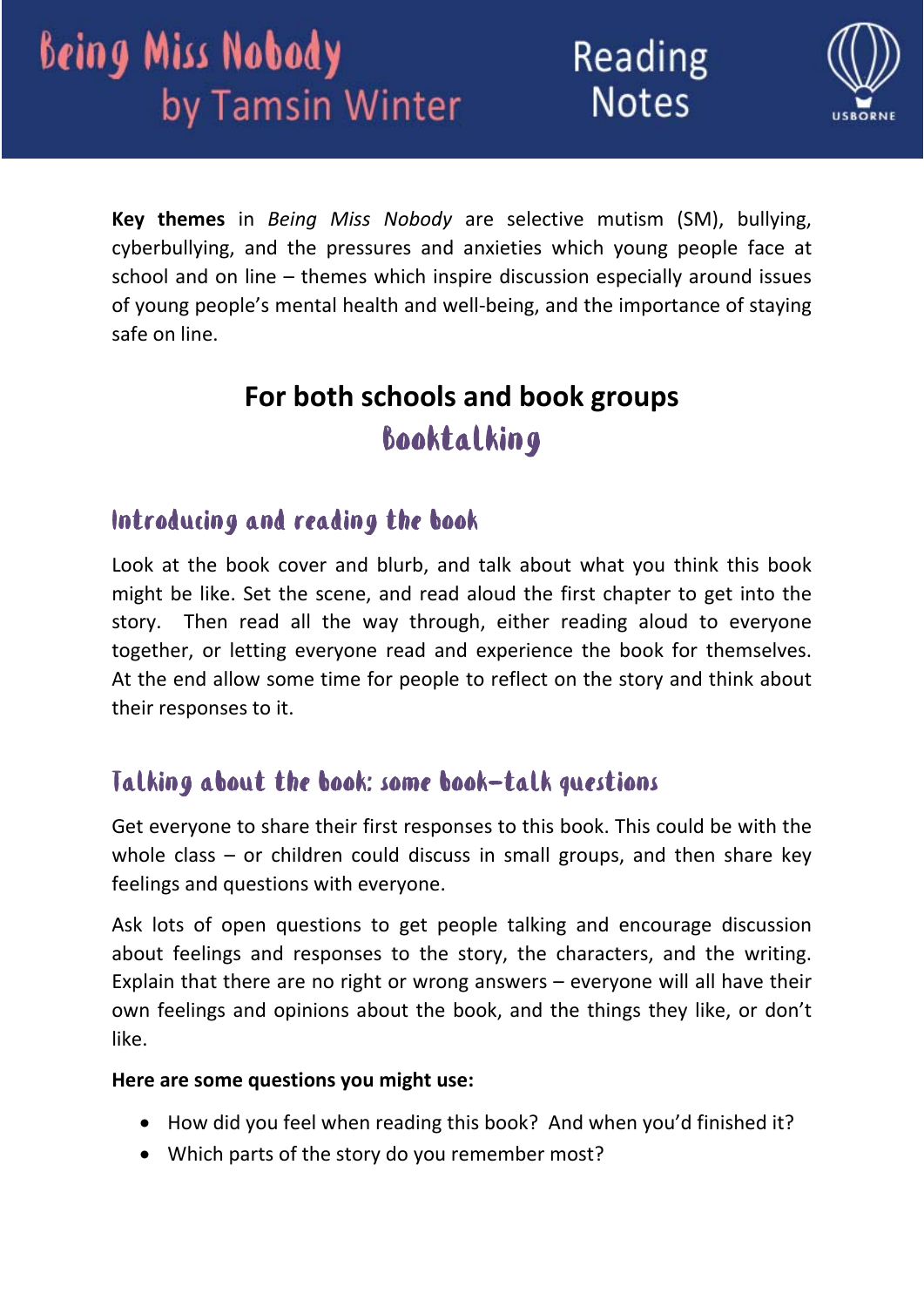**Key themes** in *Being Miss Nobody* are selective mutism (SM), bullying, cyberbullying, and the pressures and anxieties which young people face at school and on line – themes which inspire discussion especially around issues of young people's mental health and well-being, and the importance of staying safe on line.

## For both schools and book groups

## Booktalking

### Introducing and reading the book

Look at the book cover and blurb, and talk about what you think this book might be like. Set the scene, and read aloud the first chapter to get into the story. Then read all the way through, either reading aloud to everyone together, or letting everyone read and experience the book for themselves. At the end allow some time for people to reflect on the story and think about their responses to it.

### Talking about the book: some book-talk questions

Get everyone to share their first responses to this book. This could be with the whole class – or children could discuss in small groups, and then share key feelings and questions with everyone.

Ask lots of open questions to get people talking and encourage discussion about feelings and responses to the story, the characters, and the writing. Explain that there are no right or wrong answers – everyone will all have their own feelings and opinions about the book, and the things they like, or don't like.

**Here are some questions you might use:**

- How did you feel when reading this book? And when you'd finished it?
- Which parts of the story do you remember most?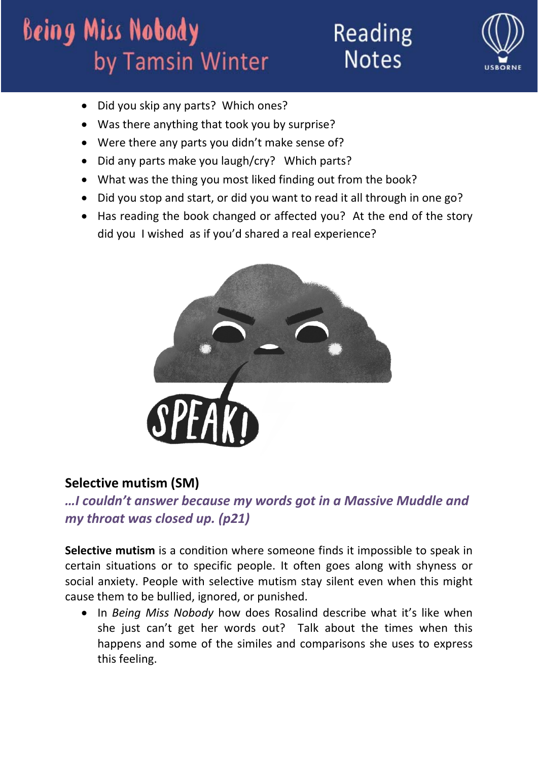- Did you skip any parts? Which ones?
- Was there anything that took you by surprise?
- Were there any parts you didn't make sense of?
- Did any parts make you laugh/cry? Which parts?
- What was the thing you most liked finding out from the book?
- Did you stop and start, or did you want to read it all through in one go?
- Has reading the book changed or affected you? At the end of the story did you I wished as if you'd shared a real experience?

## Selective mutism (SM)

***...I couldn't answer because my words got in a Massive Muddle and my throat was closed up. (p21)***

**Selective mutism** is a condition where someone finds it impossible to speak in certain situations or to specific people. It often goes along with shyness or social anxiety. People with selective mutism stay silent even when this might cause them to be bullied, ignored, or punished.

- In *Being Miss Nobody* how does Rosalind describe what it's like when she just can't get her words out? Talk about the times when this happens and some of the similes and comparisons she uses to express this feeling.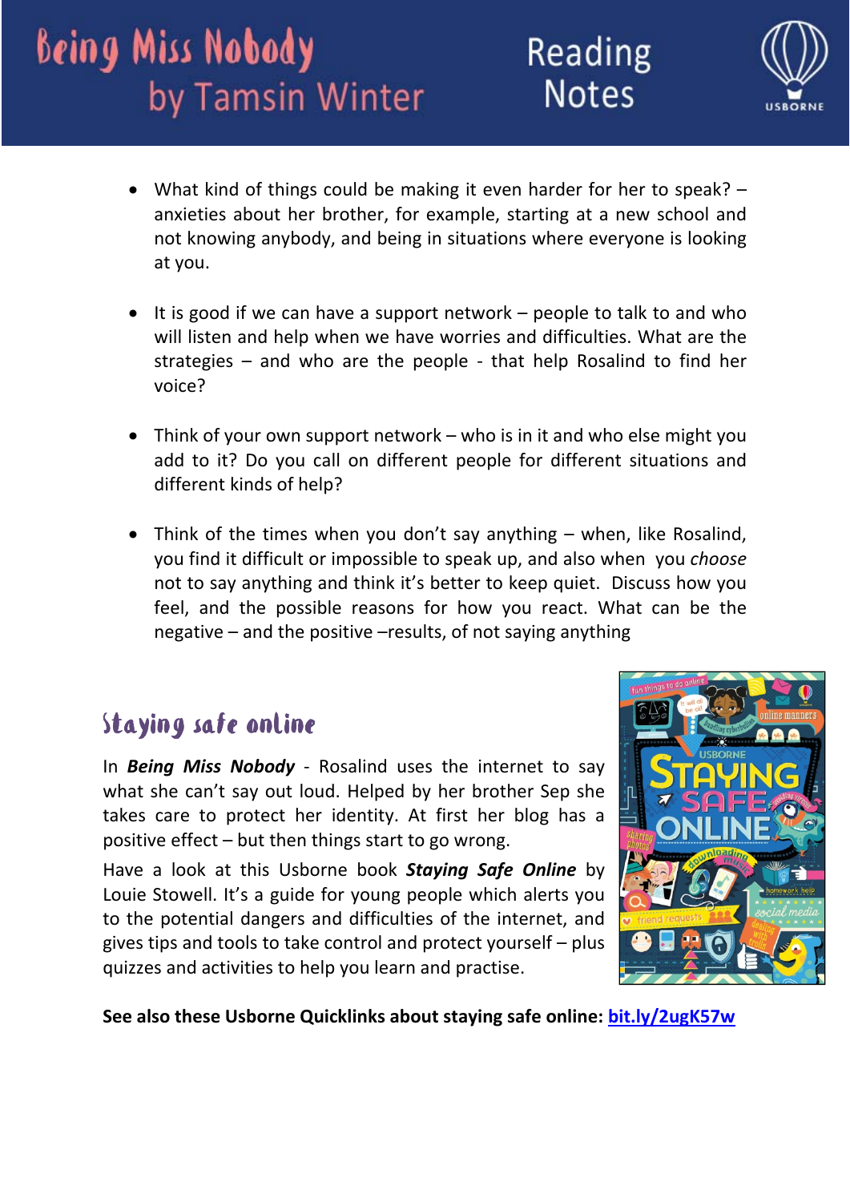- What kind of things could be making it even harder for her to speak? – anxieties about her brother, for example, starting at a new school and not knowing anybody, and being in situations where everyone is looking at you.

- It is good if we can have a support network – people to talk to and who will listen and help when we have worries and difficulties. What are the strategies – and who are the people - that help Rosalind to find her voice?

- Think of your own support network – who is in it and who else might you add to it? Do you call on different people for different situations and different kinds of help?

- Think of the times when you don't say anything – when, like Rosalind, you find it difficult or impossible to speak up, and also when you *choose* not to say anything and think it's better to keep quiet. Discuss how you feel, and the possible reasons for how you react. What can be the negative – and the positive –results, of not saying anything

## Staying safe online

In ***Being Miss Nobody*** - Rosalind uses the internet to say what she can't say out loud. Helped by her brother Sep she takes care to protect her identity. At first her blog has a positive effect – but then things start to go wrong.

Have a look at this Usborne book ***Staying Safe Online*** by Louie Stowell. It's a guide for young people which alerts you to the potential dangers and difficulties of the internet, and gives tips and tools to take control and protect yourself – plus quizzes and activities to help you learn and practise.

**See also these Usborne Quicklinks about staying safe online: bit.ly/2ugK57w**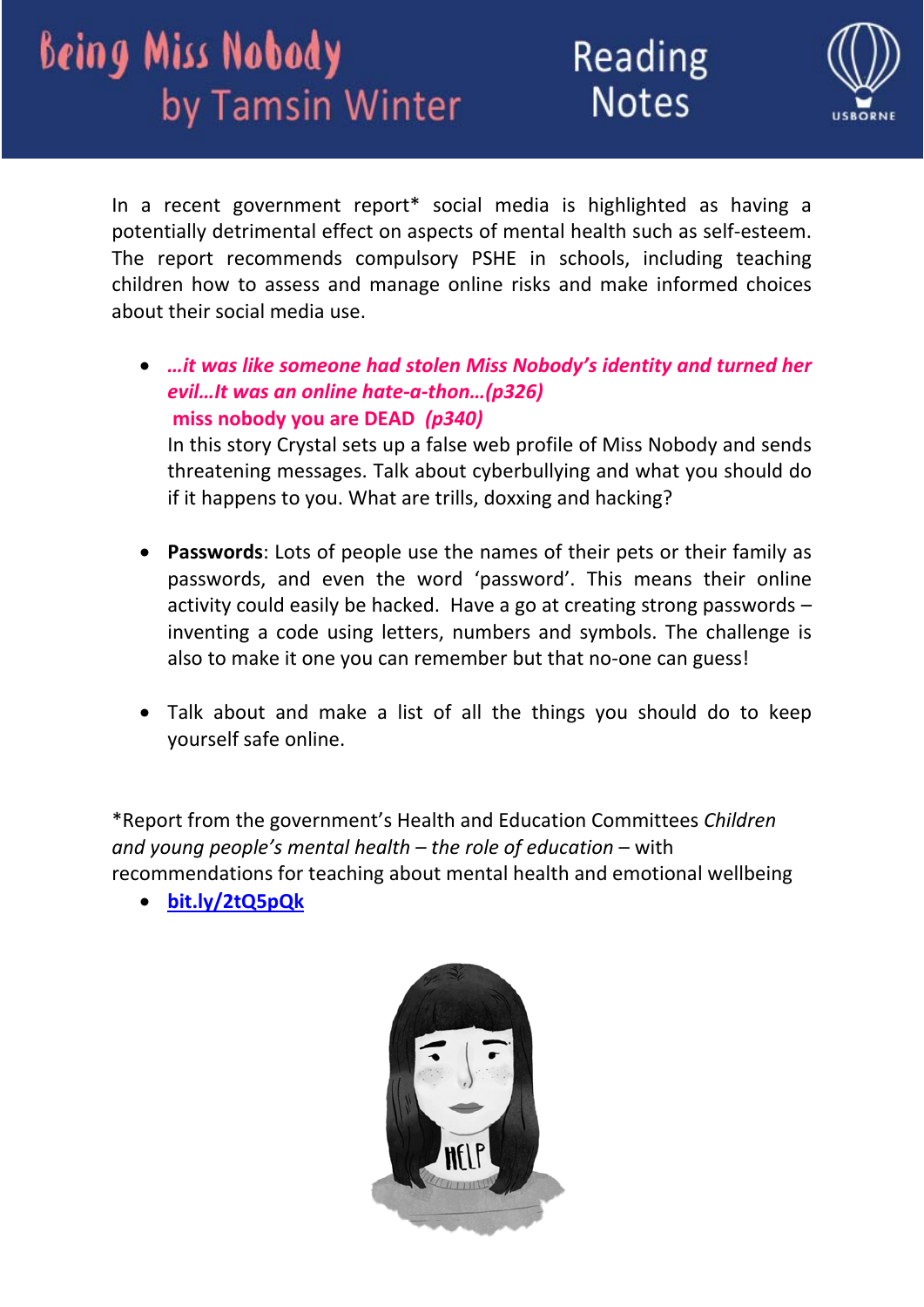# Being Miss Nobody by Tamsin Winter

## Reading Notes

In a recent government report* social media is highlighted as having a potentially detrimental effect on aspects of mental health such as self-esteem. The report recommends compulsory PSHE in schools, including teaching children how to assess and manage online risks and make informed choices about their social media use.

- ***…it was like someone had stolen Miss Nobody's identity and turned her evil…It was an online hate-a-thon…(p326)***
  **miss nobody you are DEAD** ***(p340)***
  In this story Crystal sets up a false web profile of Miss Nobody and sends threatening messages. Talk about cyberbullying and what you should do if it happens to you. What are trills, doxxing and hacking?

- **Passwords**: Lots of people use the names of their pets or their family as passwords, and even the word 'password'. This means their online activity could easily be hacked. Have a go at creating strong passwords – inventing a code using letters, numbers and symbols. The challenge is also to make it one you can remember but that no-one can guess!

- Talk about and make a list of all the things you should do to keep yourself safe online.

*Report from the government's Health and Education Committees *Children and young people's mental health – the role of education* – with recommendations for teaching about mental health and emotional wellbeing

- [bit.ly/2tQ5pQk](bit.ly/2tQ5pQk)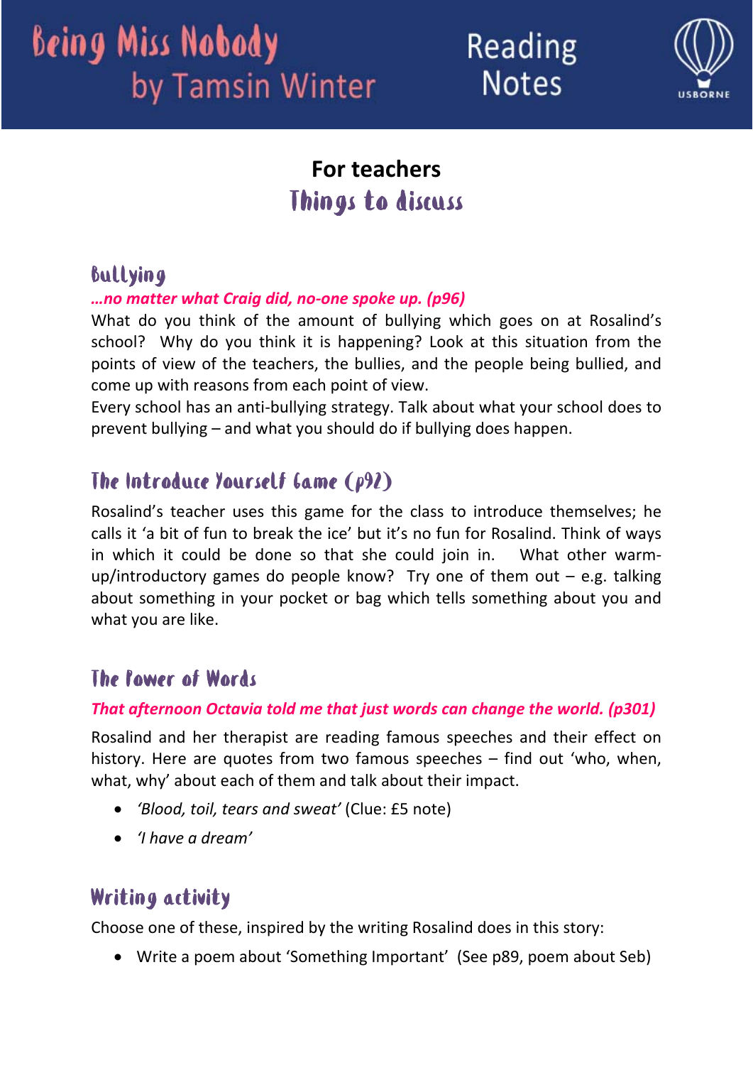# Being Miss Nobody by Tamsin Winter

Reading Notes

USBORNE

## For teachers

## Things to discuss

### Bullying

***…no matter what Craig did, no-one spoke up. (p96)***

What do you think of the amount of bullying which goes on at Rosalind's school? Why do you think it is happening? Look at this situation from the points of view of the teachers, the bullies, and the people being bullied, and come up with reasons from each point of view.

Every school has an anti-bullying strategy. Talk about what your school does to prevent bullying – and what you should do if bullying does happen.

### The Introduce Yourself Game (p92)

Rosalind's teacher uses this game for the class to introduce themselves; he calls it 'a bit of fun to break the ice' but it's no fun for Rosalind. Think of ways in which it could be done so that she could join in. What other warm-up/introductory games do people know? Try one of them out – e.g. talking about something in your pocket or bag which tells something about you and what you are like.

### The Power of Words

***That afternoon Octavia told me that just words can change the world. (p301)***

Rosalind and her therapist are reading famous speeches and their effect on history. Here are quotes from two famous speeches – find out 'who, when, what, why' about each of them and talk about their impact.

- *'Blood, toil, tears and sweat'* (Clue: £5 note)
- *'I have a dream'*

### Writing activity

Choose one of these, inspired by the writing Rosalind does in this story:

- Write a poem about 'Something Important' (See p89, poem about Seb)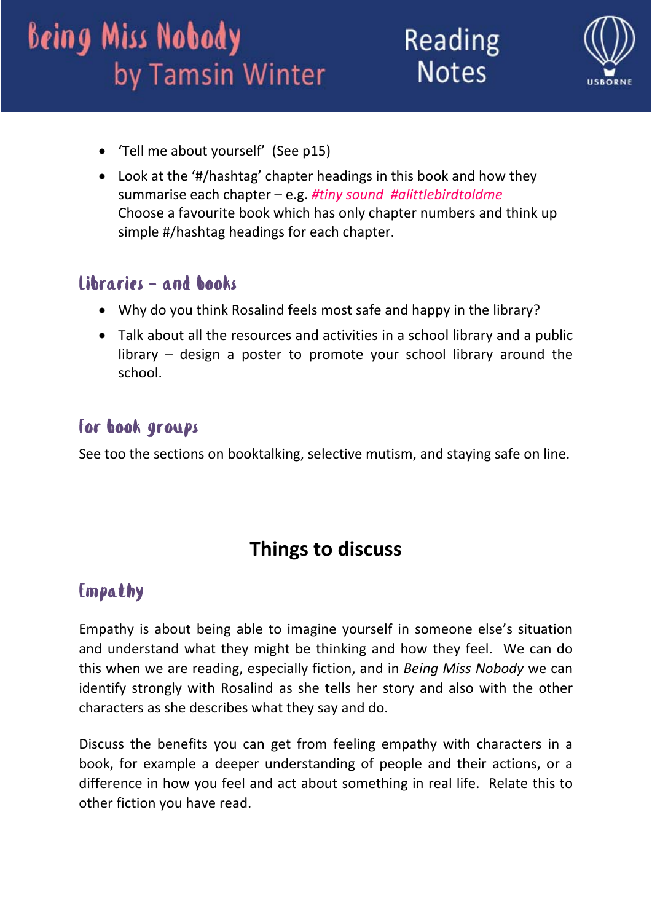- 'Tell me about yourself' (See p15)
- Look at the '#/hashtag' chapter headings in this book and how they summarise each chapter – e.g. *#tiny sound #alittlebirdtoldme*
  Choose a favourite book which has only chapter numbers and think up simple #/hashtag headings for each chapter.

## Libraries – and books

- Why do you think Rosalind feels most safe and happy in the library?
- Talk about all the resources and activities in a school library and a public library – design a poster to promote your school library around the school.

## For book groups

See too the sections on booktalking, selective mutism, and staying safe on line.

# Things to discuss

## Empathy

Empathy is about being able to imagine yourself in someone else's situation and understand what they might be thinking and how they feel. We can do this when we are reading, especially fiction, and in *Being Miss Nobody* we can identify strongly with Rosalind as she tells her story and also with the other characters as she describes what they say and do.

Discuss the benefits you can get from feeling empathy with characters in a book, for example a deeper understanding of people and their actions, or a difference in how you feel and act about something in real life. Relate this to other fiction you have read.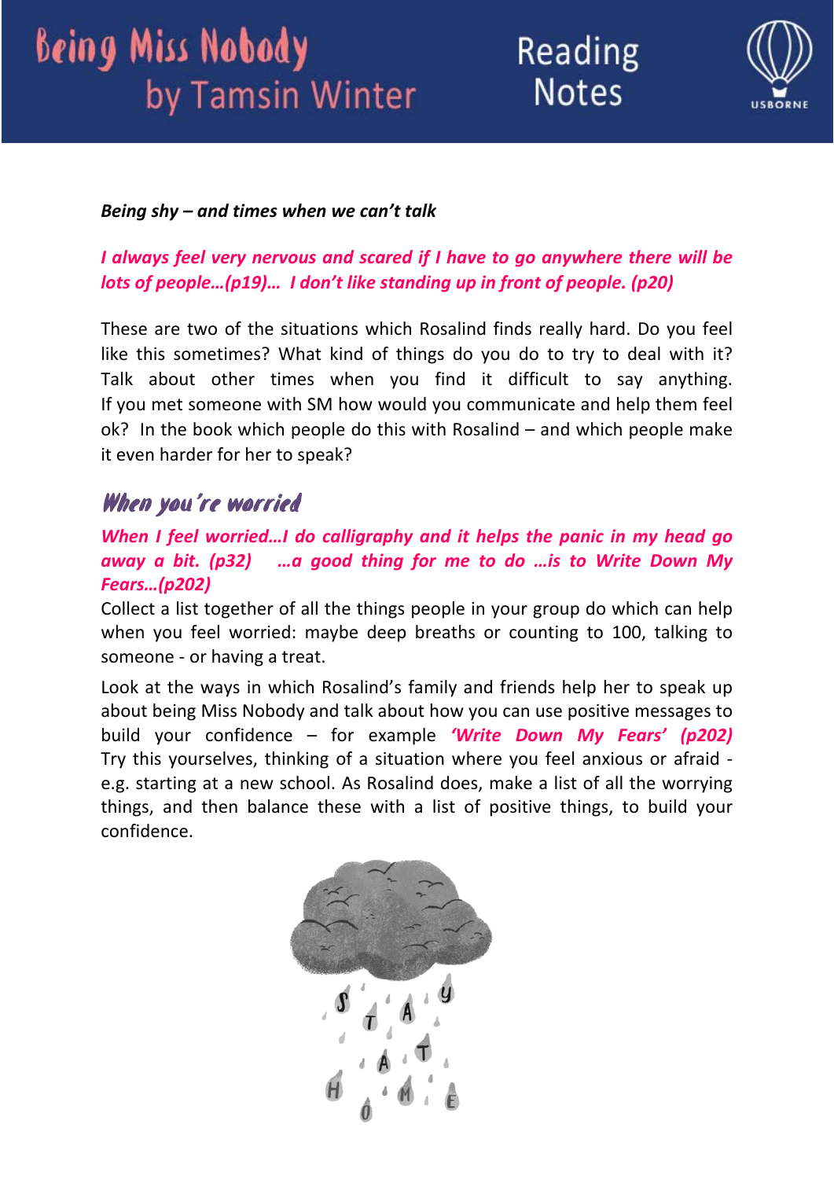*Being shy – and times when we can't talk*

***I always feel very nervous and scared if I have to go anywhere there will be lots of people…(p19)… I don't like standing up in front of people. (p20)***

These are two of the situations which Rosalind finds really hard. Do you feel like this sometimes? What kind of things do you do to try to deal with it? Talk about other times when you find it difficult to say anything. If you met someone with SM how would you communicate and help them feel ok? In the book which people do this with Rosalind – and which people make it even harder for her to speak?

## When you're worried

***When I feel worried…I do calligraphy and it helps the panic in my head go away a bit. (p32) …a good thing for me to do …is to Write Down My Fears…(p202)***

Collect a list together of all the things people in your group do which can help when you feel worried: maybe deep breaths or counting to 100, talking to someone - or having a treat.

Look at the ways in which Rosalind's family and friends help her to speak up about being Miss Nobody and talk about how you can use positive messages to build your confidence – for example ***'Write Down My Fears' (p202)*** Try this yourselves, thinking of a situation where you feel anxious or afraid - e.g. starting at a new school. As Rosalind does, make a list of all the worrying things, and then balance these with a list of positive things, to build your confidence.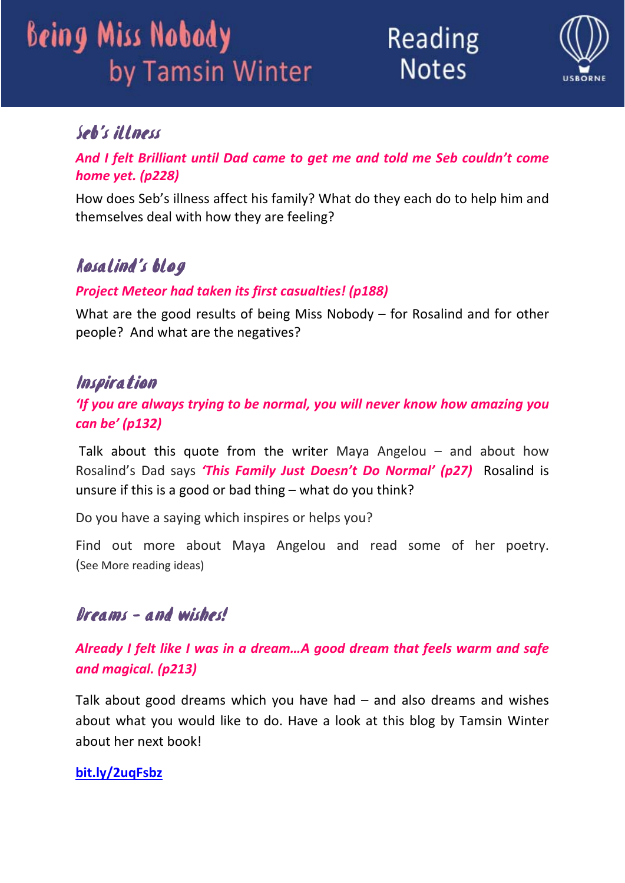# Being Miss Nobody by Tamsin Winter

## Reading Notes

## Seb's illness

***And I felt Brilliant until Dad came to get me and told me Seb couldn't come home yet. (p228)***

How does Seb's illness affect his family? What do they each do to help him and themselves deal with how they are feeling?

## Rosalind's blog

***Project Meteor had taken its first casualties! (p188)***

What are the good results of being Miss Nobody – for Rosalind and for other people? And what are the negatives?

## Inspiration

***'If you are always trying to be normal, you will never know how amazing you can be' (p132)***

Talk about this quote from the writer Maya Angelou – and about how Rosalind's Dad says ***'This Family Just Doesn't Do Normal' (p27)*** Rosalind is unsure if this is a good or bad thing – what do you think?

Do you have a saying which inspires or helps you?

Find out more about Maya Angelou and read some of her poetry. (See More reading ideas)

## Dreams – and wishes!

***Already I felt like I was in a dream…A good dream that feels warm and safe and magical. (p213)***

Talk about good dreams which you have had – and also dreams and wishes about what you would like to do. Have a look at this blog by Tamsin Winter about her next book!

**bit.ly/2uqFsbz**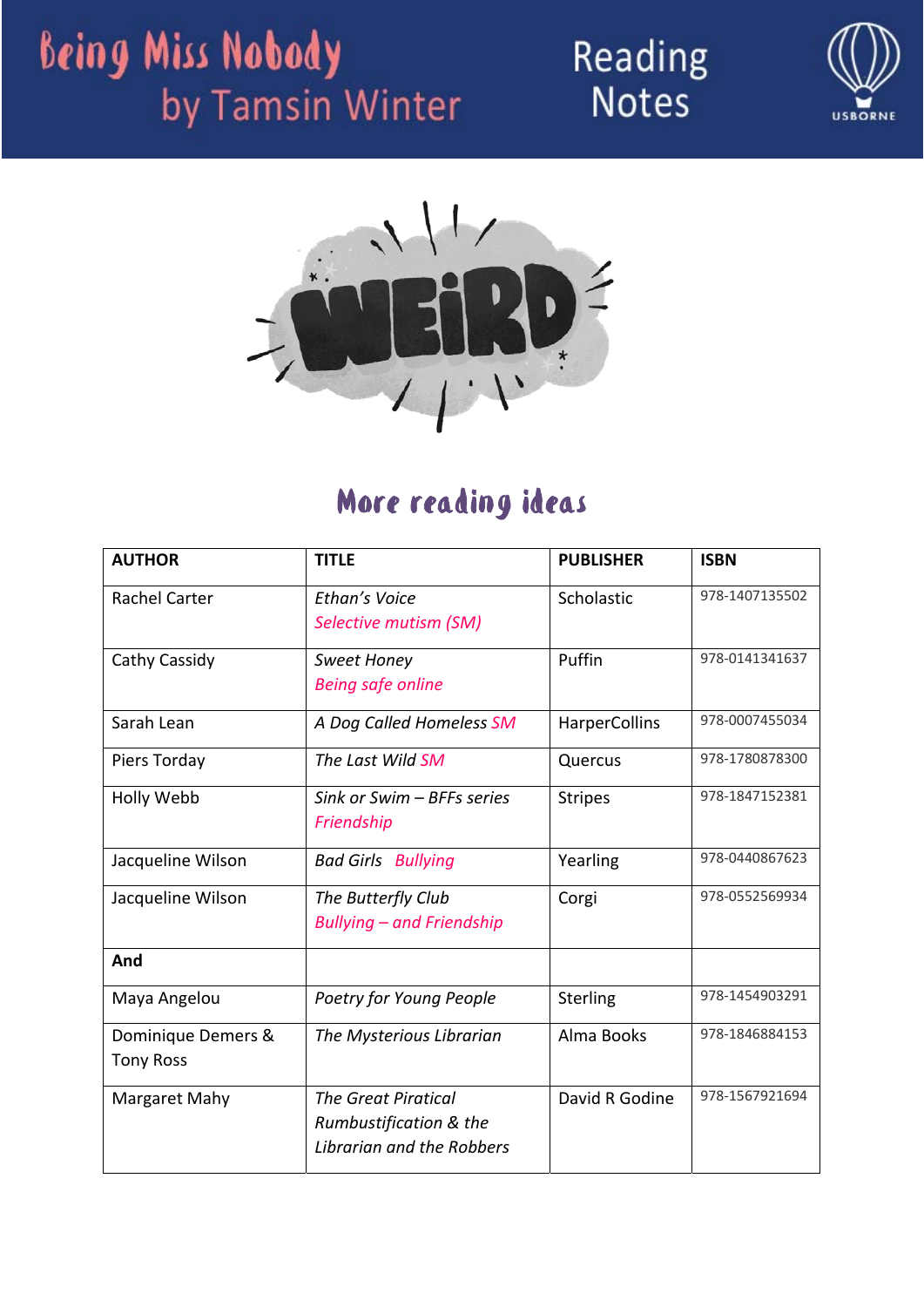# Being Miss Nobody by Tamsin Winter

Reading Notes

## More reading ideas

| AUTHOR | TITLE | PUBLISHER | ISBN |
|---|---|---|---|
| Rachel Carter | *Ethan's Voice* *Selective mutism (SM)* | Scholastic | 978-1407135502 |
| Cathy Cassidy | *Sweet Honey* *Being safe online* | Puffin | 978-0141341637 |
| Sarah Lean | *A Dog Called Homeless SM* | HarperCollins | 978-0007455034 |
| Piers Torday | *The Last Wild SM* | Quercus | 978-1780878300 |
| Holly Webb | *Sink or Swim – BFFs series* *Friendship* | Stripes | 978-1847152381 |
| Jacqueline Wilson | *Bad Girls* *Bullying* | Yearling | 978-0440867623 |
| Jacqueline Wilson | *The Butterfly Club* *Bullying – and Friendship* | Corgi | 978-0552569934 |
| **And** | | | |
| Maya Angelou | *Poetry for Young People* | Sterling | 978-1454903291 |
| Dominique Demers & Tony Ross | *The Mysterious Librarian* | Alma Books | 978-1846884153 |
| Margaret Mahy | *The Great Piratical Rumbustification & the Librarian and the Robbers* | David R Godine | 978-1567921694 |